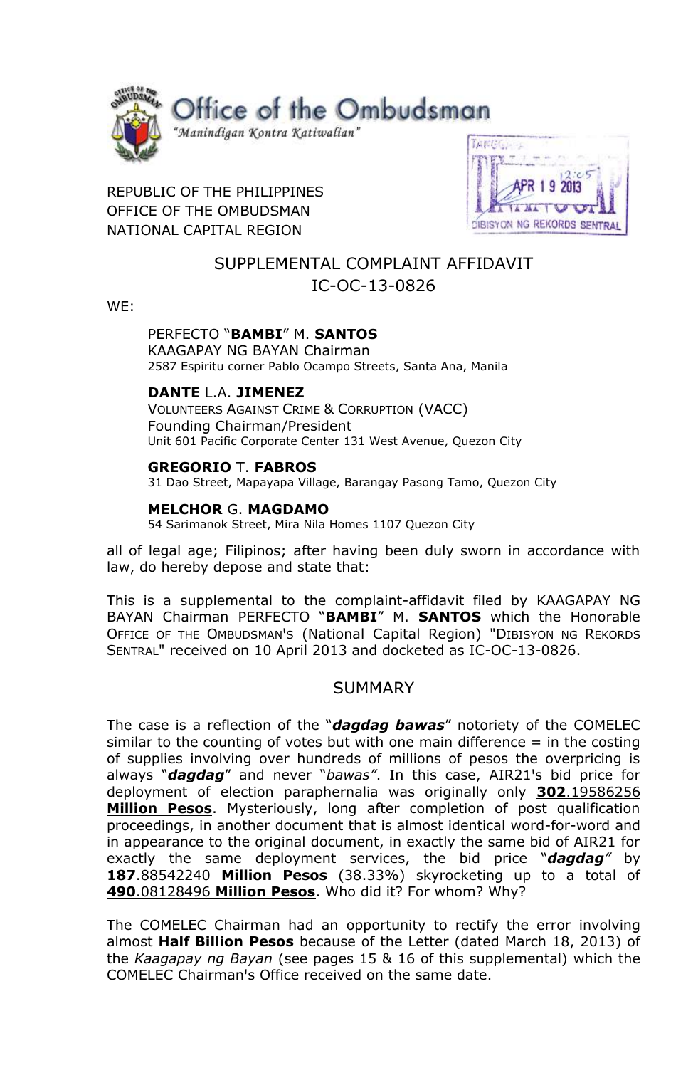# Office of the Ombudsman

*"Manindigan Kontra Katiwalian"*

REPUBLIC OF THE PHILIPPINES
OFFICE OF THE OMBUDSMAN
NATIONAL CAPITAL REGION

TANGGAP
APR 19 2013
12:05
DIBISYON NG REKORDS SENTRAL

## SUPPLEMENTAL COMPLAINT AFFIDAVIT
## IC-OC-13-0826

WE:

PERFECTO "**BAMBI**" M. **SANTOS**
KAAGAPAY NG BAYAN Chairman
2587 Espiritu corner Pablo Ocampo Streets, Santa Ana, Manila

**DANTE** L.A. **JIMENEZ**
VOLUNTEERS AGAINST CRIME & CORRUPTION (VACC)
Founding Chairman/President
Unit 601 Pacific Corporate Center 131 West Avenue, Quezon City

**GREGORIO** T. **FABROS**
31 Dao Street, Mapayapa Village, Barangay Pasong Tamo, Quezon City

**MELCHOR** G. **MAGDAMO**
54 Sarimanok Street, Mira Nila Homes 1107 Quezon City

all of legal age; Filipinos; after having been duly sworn in accordance with law, do hereby depose and state that:

This is a supplemental to the complaint-affidavit filed by KAAGAPAY NG BAYAN Chairman PERFECTO "**BAMBI**" M. **SANTOS** which the Honorable OFFICE OF THE OMBUDSMAN'S (National Capital Region) "DIBISYON NG REKORDS SENTRAL" received on 10 April 2013 and docketed as IC-OC-13-0826.

## SUMMARY

The case is a reflection of the "***dagdag bawas***" notoriety of the COMELEC similar to the counting of votes but with one main difference = in the costing of supplies involving over hundreds of millions of pesos the overpricing is always "***dagdag***" and never "*bawas"*. In this case, AIR21's bid price for deployment of election paraphernalia was originally only **302**.19586256 **Million Pesos**. Mysteriously, long after completion of post qualification proceedings, in another document that is almost identical word-for-word and in appearance to the original document, in exactly the same bid of AIR21 for exactly the same deployment services, the bid price "***dagdag"*** by **187**.88542240 **Million Pesos** (38.33%) skyrocketing up to a total of **490**.08128496 **Million Pesos**. Who did it? For whom? Why?

The COMELEC Chairman had an opportunity to rectify the error involving almost **Half Billion Pesos** because of the Letter (dated March 18, 2013) of the *Kaagapay ng Bayan* (see pages 15 & 16 of this supplemental) which the COMELEC Chairman's Office received on the same date.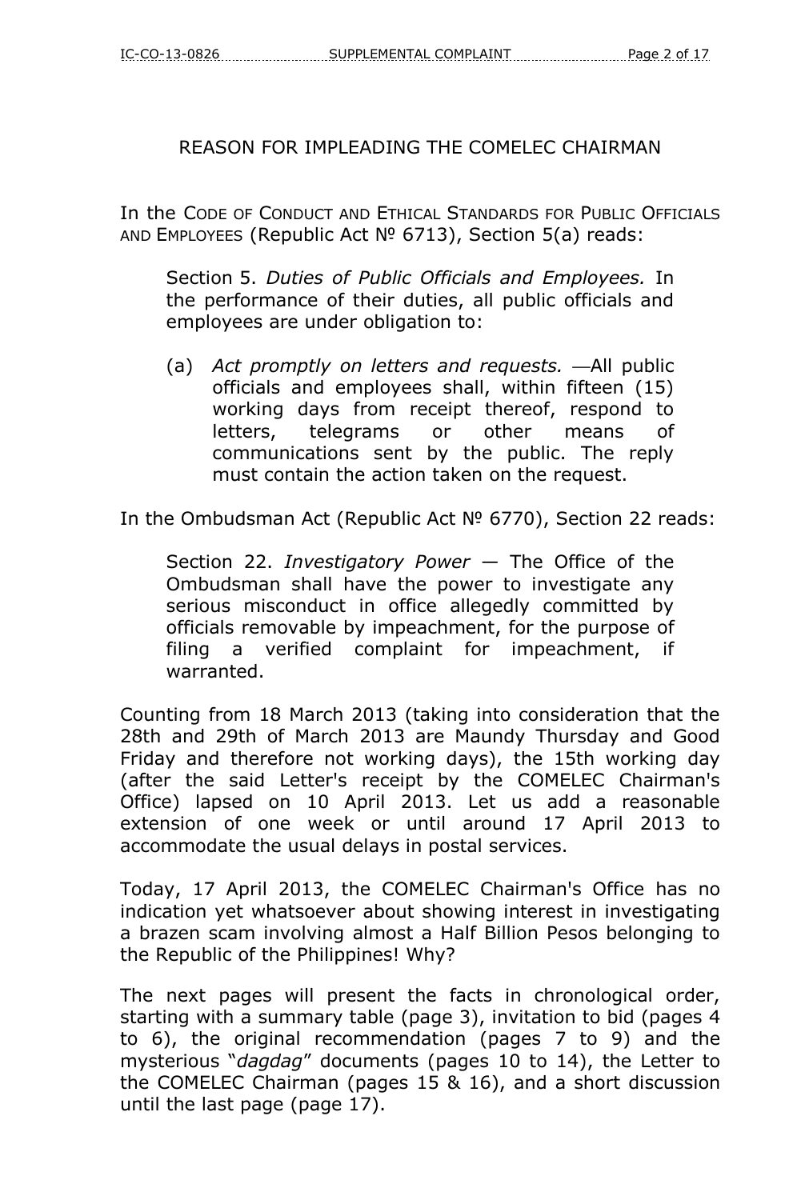## REASON FOR IMPLEADING THE COMELEC CHAIRMAN

In the CODE OF CONDUCT AND ETHICAL STANDARDS FOR PUBLIC OFFICIALS AND EMPLOYEES (Republic Act № 6713), Section 5(a) reads:

> Section 5. *Duties of Public Officials and Employees.* In the performance of their duties, all public officials and employees are under obligation to:
>
> (a) *Act promptly on letters and requests.* —All public officials and employees shall, within fifteen (15) working days from receipt thereof, respond to letters, telegrams or other means of communications sent by the public. The reply must contain the action taken on the request.

In the Ombudsman Act (Republic Act № 6770), Section 22 reads:

> Section 22. *Investigatory Power* — The Office of the Ombudsman shall have the power to investigate any serious misconduct in office allegedly committed by officials removable by impeachment, for the purpose of filing a verified complaint for impeachment, if warranted.

Counting from 18 March 2013 (taking into consideration that the 28th and 29th of March 2013 are Maundy Thursday and Good Friday and therefore not working days), the 15th working day (after the said Letter's receipt by the COMELEC Chairman's Office) lapsed on 10 April 2013. Let us add a reasonable extension of one week or until around 17 April 2013 to accommodate the usual delays in postal services.

Today, 17 April 2013, the COMELEC Chairman's Office has no indication yet whatsoever about showing interest in investigating a brazen scam involving almost a Half Billion Pesos belonging to the Republic of the Philippines! Why?

The next pages will present the facts in chronological order, starting with a summary table (page 3), invitation to bid (pages 4 to 6), the original recommendation (pages 7 to 9) and the mysterious "*dagdag*" documents (pages 10 to 14), the Letter to the COMELEC Chairman (pages 15 & 16), and a short discussion until the last page (page 17).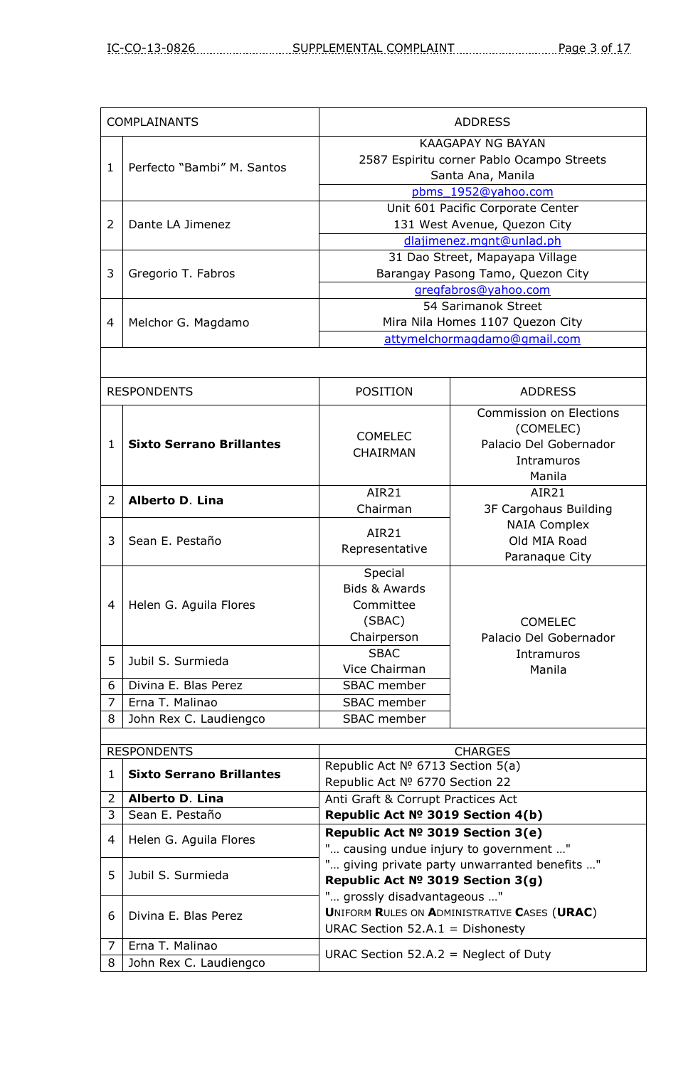| COMPLAINANTS | | ADDRESS |
|---|---|---|
| 1 | Perfecto "Bambi" M. Santos | KAAGAPAY NG BAYAN<br>2587 Espiritu corner Pablo Ocampo Streets<br>Santa Ana, Manila<br>pbms_1952@yahoo.com |
| 2 | Dante LA Jimenez | Unit 601 Pacific Corporate Center<br>131 West Avenue, Quezon City<br>dlajimenez.mgnt@unlad.ph |
| 3 | Gregorio T. Fabros | 31 Dao Street, Mapayapa Village<br>Barangay Pasong Tamo, Quezon City<br>gregfabros@yahoo.com |
| 4 | Melchor G. Magdamo | 54 Sarimanok Street<br>Mira Nila Homes 1107 Quezon City<br>attymelchormagdamo@gmail.com |

| RESPONDENTS | | POSITION | ADDRESS |
|---|---|---|---|
| 1 | **Sixto Serrano Brillantes** | COMELEC CHAIRMAN | Commission on Elections (COMELEC)<br>Palacio Del Gobernador<br>Intramuros<br>Manila |
| 2 | **Alberto D. Lina** | AIR21 Chairman | AIR21<br>3F Cargohaus Building<br>NAIA Complex<br>Old MIA Road<br>Paranaque City |
| 3 | Sean E. Pestaño | AIR21 Representative | |
| 4 | Helen G. Aguila Flores | Special Bids & Awards Committee (SBAC) Chairperson | COMELEC<br>Palacio Del Gobernador<br>Intramuros<br>Manila |
| 5 | Jubil S. Surmieda | SBAC Vice Chairman | |
| 6 | Divina E. Blas Perez | SBAC member | |
| 7 | Erna T. Malinao | SBAC member | |
| 8 | John Rex C. Laudiengco | SBAC member | |

| RESPONDENTS | | CHARGES |
|---|---|---|
| 1 | **Sixto Serrano Brillantes** | Republic Act № 6713 Section 5(a)<br>Republic Act № 6770 Section 22 |
| 2 | **Alberto D. Lina** | Anti Graft & Corrupt Practices Act<br>**Republic Act № 3019 Section 4(b)** |
| 3 | Sean E. Pestaño | |
| 4 | Helen G. Aguila Flores | **Republic Act № 3019 Section 3(e)**<br>"… causing undue injury to government …"<br>"… giving private party unwarranted benefits …"<br>**Republic Act № 3019 Section 3(g)**<br>"… grossly disadvantageous …"<br>**U**NIFORM **R**ULES ON **A**DMINISTRATIVE **C**ASES (**URAC**)<br>URAC Section 52.A.1 = Dishonesty |
| 5 | Jubil S. Surmieda | |
| 6 | Divina E. Blas Perez | |
| 7 | Erna T. Malinao | URAC Section 52.A.2 = Neglect of Duty |
| 8 | John Rex C. Laudiengco | |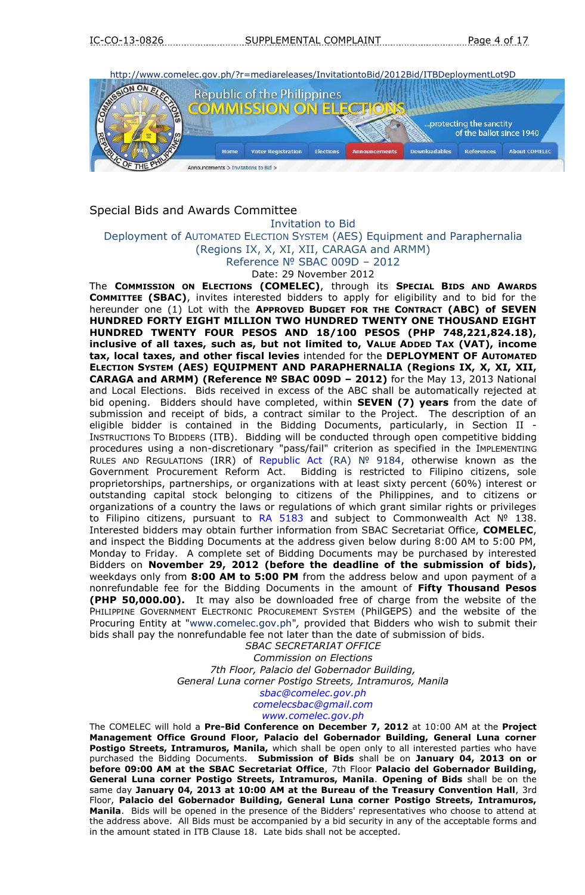http://www.comelec.gov.ph/?r=mediareleases/InvitationtoBid/2012Bid/ITBDeploymentLot9D

Republic of the Philippines
COMMISSION ON ELECTIONS
...protecting the sanctity of the ballot since 1940

Home | Voter Registration | Elections | Announcements | Downloadables | References | About COMELEC

Announcements > Invitations to Bid >

Special Bids and Awards Committee

Invitation to Bid
Deployment of AUTOMATED ELECTION SYSTEM (AES) Equipment and Paraphernalia
(Regions IX, X, XI, XII, CARAGA and ARMM)
Reference Nº SBAC 009D – 2012

Date: 29 November 2012

The **COMMISSION ON ELECTIONS (COMELEC)**, through its **SPECIAL BIDS AND AWARDS COMMITTEE (SBAC)**, invites interested bidders to apply for eligibility and to bid for the hereunder one (1) Lot with the **APPROVED BUDGET FOR THE CONTRACT (ABC) of SEVEN HUNDRED FORTY EIGHT MILLION TWO HUNDRED TWENTY ONE THOUSAND EIGHT HUNDRED TWENTY FOUR PESOS AND 18/100 PESOS (PHP 748,221,824.18), inclusive of all taxes, such as, but not limited to, VALUE ADDED TAX (VAT), income tax, local taxes, and other fiscal levies** intended for the **DEPLOYMENT OF AUTOMATED ELECTION SYSTEM (AES) EQUIPMENT AND PARAPHERNALIA (Regions IX, X, XI, XII, CARAGA and ARMM) (Reference Nº SBAC 009D – 2012)** for the May 13, 2013 National and Local Elections. Bids received in excess of the ABC shall be automatically rejected at bid opening. Bidders should have completed, within **SEVEN (7) years** from the date of submission and receipt of bids, a contract similar to the Project. The description of an eligible bidder is contained in the Bidding Documents, particularly, in Section II - INSTRUCTIONS TO BIDDERS (ITB). Bidding will be conducted through open competitive bidding procedures using a non-discretionary "pass/fail" criterion as specified in the IMPLEMENTING RULES AND REGULATIONS (IRR) of Republic Act (RA) Nº 9184, otherwise known as the Government Procurement Reform Act. Bidding is restricted to Filipino citizens, sole proprietorships, partnerships, or organizations with at least sixty percent (60%) interest or outstanding capital stock belonging to citizens of the Philippines, and to citizens or organizations of a country the laws or regulations of which grant similar rights or privileges to Filipino citizens, pursuant to RA 5183 and subject to Commonwealth Act Nº 138. Interested bidders may obtain further information from SBAC Secretariat Office, **COMELEC**, and inspect the Bidding Documents at the address given below during 8:00 AM to 5:00 PM, Monday to Friday. A complete set of Bidding Documents may be purchased by interested Bidders on **November 29, 2012 (before the deadline of the submission of bids),** weekdays only from **8:00 AM to 5:00 PM** from the address below and upon payment of a nonrefundable fee for the Bidding Documents in the amount of **Fifty Thousand Pesos (PHP 50,000.00).** It may also be downloaded free of charge from the website of the PHILIPPINE GOVERNMENT ELECTRONIC PROCUREMENT SYSTEM (PhilGEPS) and the website of the Procuring Entity at "www.comelec.gov.ph", provided that Bidders who wish to submit their bids shall pay the nonrefundable fee not later than the date of submission of bids.

*SBAC SECRETARIAT OFFICE*
*Commission on Elections*
*7th Floor, Palacio del Gobernador Building,*
*General Luna corner Postigo Streets, Intramuros, Manila*
*sbac@comelec.gov.ph*
*comelecsbac@gmail.com*
*www.comelec.gov.ph*

The COMELEC will hold a **Pre-Bid Conference on December 7, 2012** at 10:00 AM at the **Project Management Office Ground Floor, Palacio del Gobernador Building, General Luna corner Postigo Streets, Intramuros, Manila,** which shall be open only to all interested parties who have purchased the Bidding Documents. **Submission of Bids** shall be on **January 04, 2013 on or before 09:00 AM at the SBAC Secretariat Office**, 7th Floor **Palacio del Gobernador Building, General Luna corner Postigo Streets, Intramuros, Manila**. **Opening of Bids** shall be on the same day **January 04, 2013 at 10:00 AM at the Bureau of the Treasury Convention Hall**, 3rd Floor, **Palacio del Gobernador Building, General Luna corner Postigo Streets, Intramuros, Manila**. Bids will be opened in the presence of the Bidders' representatives who choose to attend at the address above. All Bids must be accompanied by a bid security in any of the acceptable forms and in the amount stated in ITB Clause 18. Late bids shall not be accepted.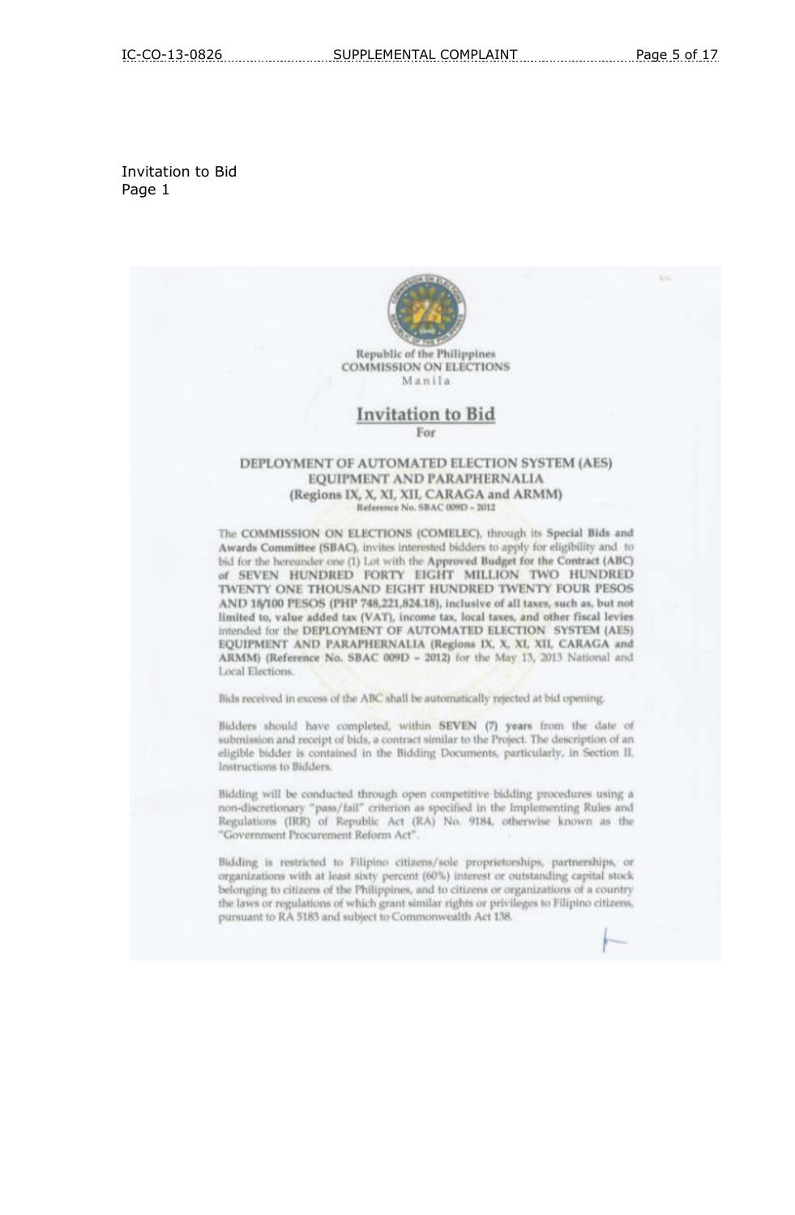Invitation to Bid
Page 1

Republic of the Philippines
COMMISSION ON ELECTIONS
Manila

# Invitation to Bid

For

## DEPLOYMENT OF AUTOMATED ELECTION SYSTEM (AES) EQUIPMENT AND PARAPHERNALIA (Regions IX, X, XI, XII, CARAGA and ARMM)

Reference No. SBAC 009D – 2012

The **COMMISSION ON ELECTIONS (COMELEC)**, through its **Special Bids and Awards Committee (SBAC)**, invites interested bidders to apply for eligibility and to bid for the hereunder one (1) Lot with the **Approved Budget for the Contract (ABC)** of **SEVEN HUNDRED FORTY EIGHT MILLION TWO HUNDRED TWENTY ONE THOUSAND EIGHT HUNDRED TWENTY FOUR PESOS AND 18/100 PESOS (PHP 748,221,824.18), inclusive of all taxes, such as, but not limited to, value added tax (VAT), income tax, local taxes, and other fiscal levies** intended for the **DEPLOYMENT OF AUTOMATED ELECTION SYSTEM (AES) EQUIPMENT AND PARAPHERNALIA (Regions IX, X, XI, XII, CARAGA and ARMM) (Reference No. SBAC 009D – 2012)** for the May 13, 2013 National and Local Elections.

Bids received in excess of the ABC shall be automatically rejected at bid opening.

Bidders should have completed, within **SEVEN (7) years** from the date of submission and receipt of bids, a contract similar to the Project. The description of an eligible bidder is contained in the Bidding Documents, particularly, in Section II. Instructions to Bidders.

Bidding will be conducted through open competitive bidding procedures using a non-discretionary "pass/fail" criterion as specified in the Implementing Rules and Regulations (IRR) of Republic Act (RA) No. 9184, otherwise known as the "Government Procurement Reform Act".

Bidding is restricted to Filipino citizens/sole proprietorships, partnerships, or organizations with at least sixty percent (60%) interest or outstanding capital stock belonging to citizens of the Philippines, and to citizens or organizations of a country the laws or regulations of which grant similar rights or privileges to Filipino citizens, pursuant to RA 5183 and subject to Commonwealth Act 138.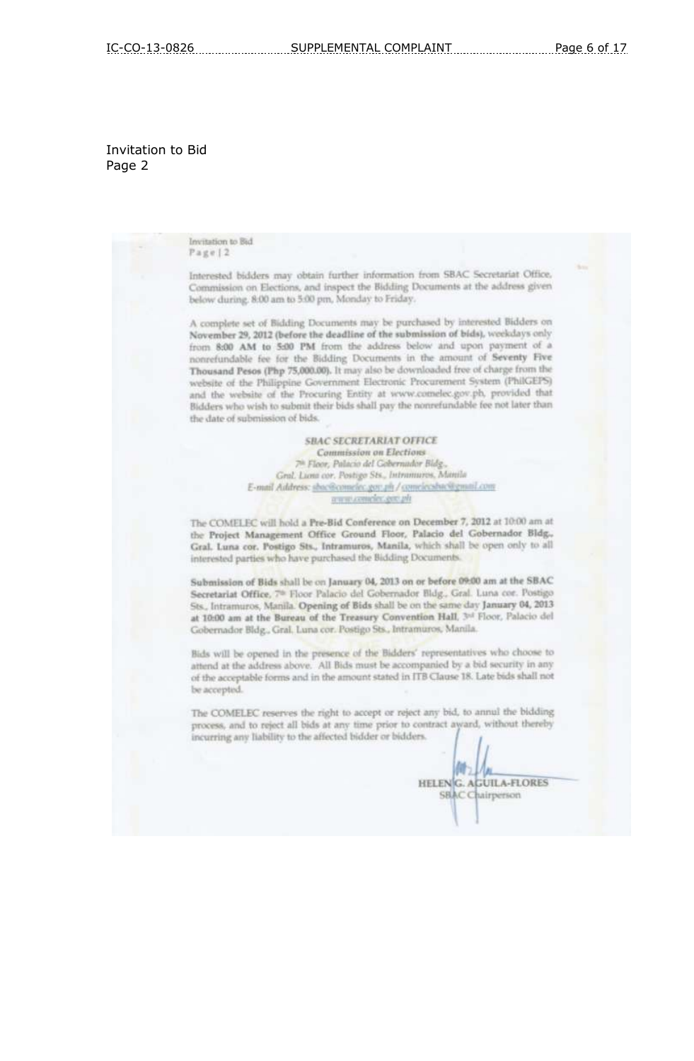Invitation to Bid
Page 2

Invitation to Bid
Page | 2

Interested bidders may obtain further information from SBAC Secretariat Office, Commission on Elections, and inspect the Bidding Documents at the address given below during 8:00 am to 5:00 pm, Monday to Friday.

A complete set of Bidding Documents may be purchased by interested Bidders on **November 29, 2012 (before the deadline of the submission of bids)**, weekdays only from **8:00 AM to 5:00 PM** from the address below and upon payment of a nonrefundable fee for the Bidding Documents in the amount of **Seventy Five Thousand Pesos (Php 75,000.00)**. It may also be downloaded free of charge from the website of the Philippine Government Electronic Procurement System (PhilGEPS) and the website of the Procuring Entity at www.comelec.gov.ph, provided that Bidders who wish to submit their bids shall pay the nonrefundable fee not later than the date of submission of bids.

***SBAC SECRETARIAT OFFICE***
***Commission on Elections***
*7th Floor, Palacio del Gobernador Bldg.,*
*Gral. Luna cor. Postigo Sts., Intramuros, Manila*
*E-mail Address: sbac@comelec.gov.ph / comelecsbac@gmail.com*
*www.comelec.gov.ph*

The COMELEC will hold a **Pre-Bid Conference on December 7, 2012** at 10:00 am at the **Project Management Office Ground Floor, Palacio del Gobernador Bldg., Gral. Luna cor. Postigo Sts., Intramuros, Manila**, which shall be open only to all interested parties who have purchased the Bidding Documents.

**Submission of Bids** shall be on **January 04, 2013 on or before 09:00 am at the SBAC Secretariat Office**, 7th Floor Palacio del Gobernador Bldg., Gral. Luna cor. Postigo Sts., Intramuros, Manila. **Opening of Bids** shall be on the same day **January 04, 2013 at 10:00 am at the Bureau of the Treasury Convention Hall**, 3rd Floor, Palacio del Gobernador Bldg., Gral. Luna cor. Postigo Sts., Intramuros, Manila.

Bids will be opened in the presence of the Bidders' representatives who choose to attend at the address above. All Bids must be accompanied by a bid security in any of the acceptable forms and in the amount stated in ITB Clause 18. Late bids shall not be accepted.

The COMELEC reserves the right to accept or reject any bid, to annul the bidding process, and to reject all bids at any time prior to contract award, without thereby incurring any liability to the affected bidder or bidders.

**HELEN G. AGUILA-FLORES**
SBAC Chairperson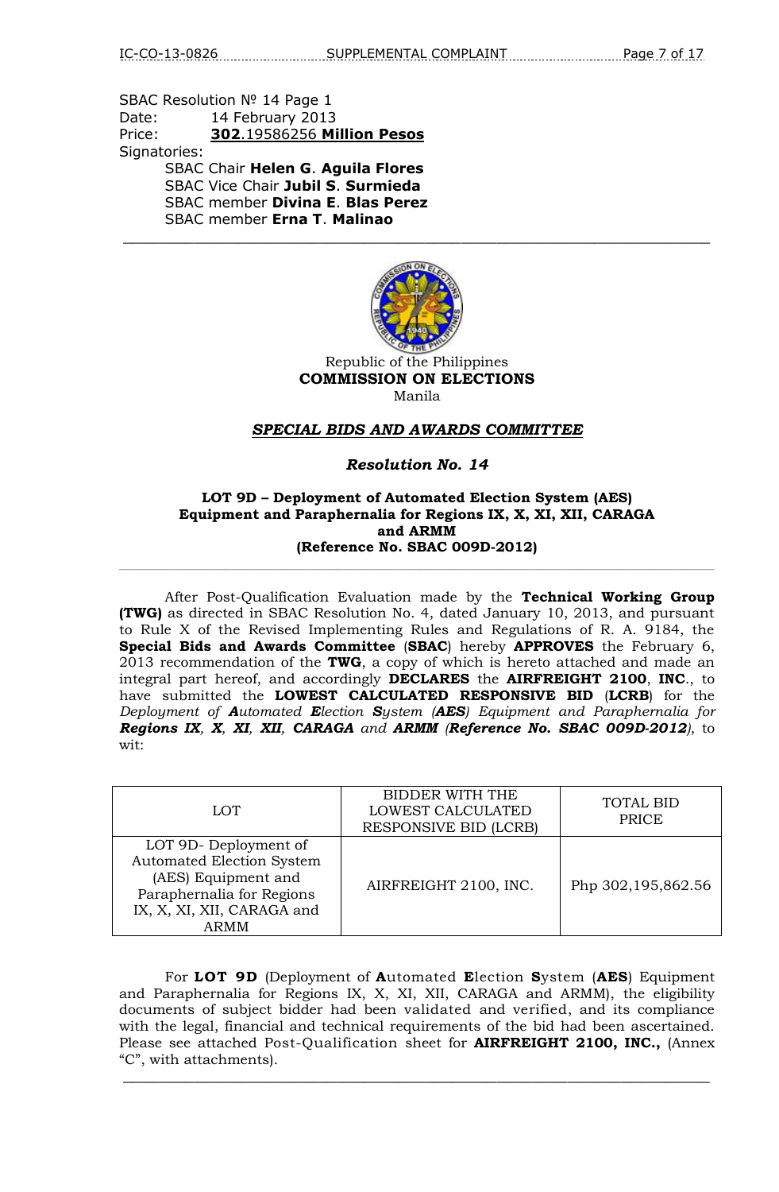SBAC Resolution № 14 Page 1
Date: 14 February 2013
Price: **302**.19586256 **Million Pesos**
Signatories:

SBAC Chair **Helen G**. **Aguila Flores**
SBAC Vice Chair **Jubil S**. **Surmieda**
SBAC member **Divina E**. **Blas Perez**
SBAC member **Erna T**. **Malinao**

---

Republic of the Philippines
**COMMISSION ON ELECTIONS**
Manila

***SPECIAL BIDS AND AWARDS COMMITTEE***

***Resolution No. 14***

**LOT 9D – Deployment of Automated Election System (AES) Equipment and Paraphernalia for Regions IX, X, XI, XII, CARAGA and ARMM (Reference No. SBAC 009D-2012)**

---

After Post-Qualification Evaluation made by the **Technical Working Group (TWG)** as directed in SBAC Resolution No. 4, dated January 10, 2013, and pursuant to Rule X of the Revised Implementing Rules and Regulations of R. A. 9184, the **Special Bids and Awards Committee** (**SBAC**) hereby **APPROVES** the February 6, 2013 recommendation of the **TWG**, a copy of which is hereto attached and made an integral part hereof, and accordingly **DECLARES** the **AIRFREIGHT 2100**, **INC**., to have submitted the **LOWEST CALCULATED RESPONSIVE BID** (**LCRB**) for the *Deployment of **A**utomated **E**lection **S**ystem (**AES**) Equipment and Paraphernalia for **Regions IX**, **X**, **XI**, **XII**, **CARAGA** and **ARMM** (**Reference No. SBAC 009D-2012**)*, to wit:

| LOT | BIDDER WITH THE LOWEST CALCULATED RESPONSIVE BID (LCRB) | TOTAL BID PRICE |
|---|---|---|
| LOT 9D- Deployment of Automated Election System (AES) Equipment and Paraphernalia for Regions IX, X, XI, XII, CARAGA and ARMM | AIRFREIGHT 2100, INC. | Php 302,195,862.56 |

For **LOT 9D** (Deployment of **A**utomated **E**lection **S**ystem (**AES**) Equipment and Paraphernalia for Regions IX, X, XI, XII, CARAGA and ARMM), the eligibility documents of subject bidder had been validated and verified, and its compliance with the legal, financial and technical requirements of the bid had been ascertained. Please see attached Post-Qualification sheet for **AIRFREIGHT 2100, INC.,** (Annex "C", with attachments).

---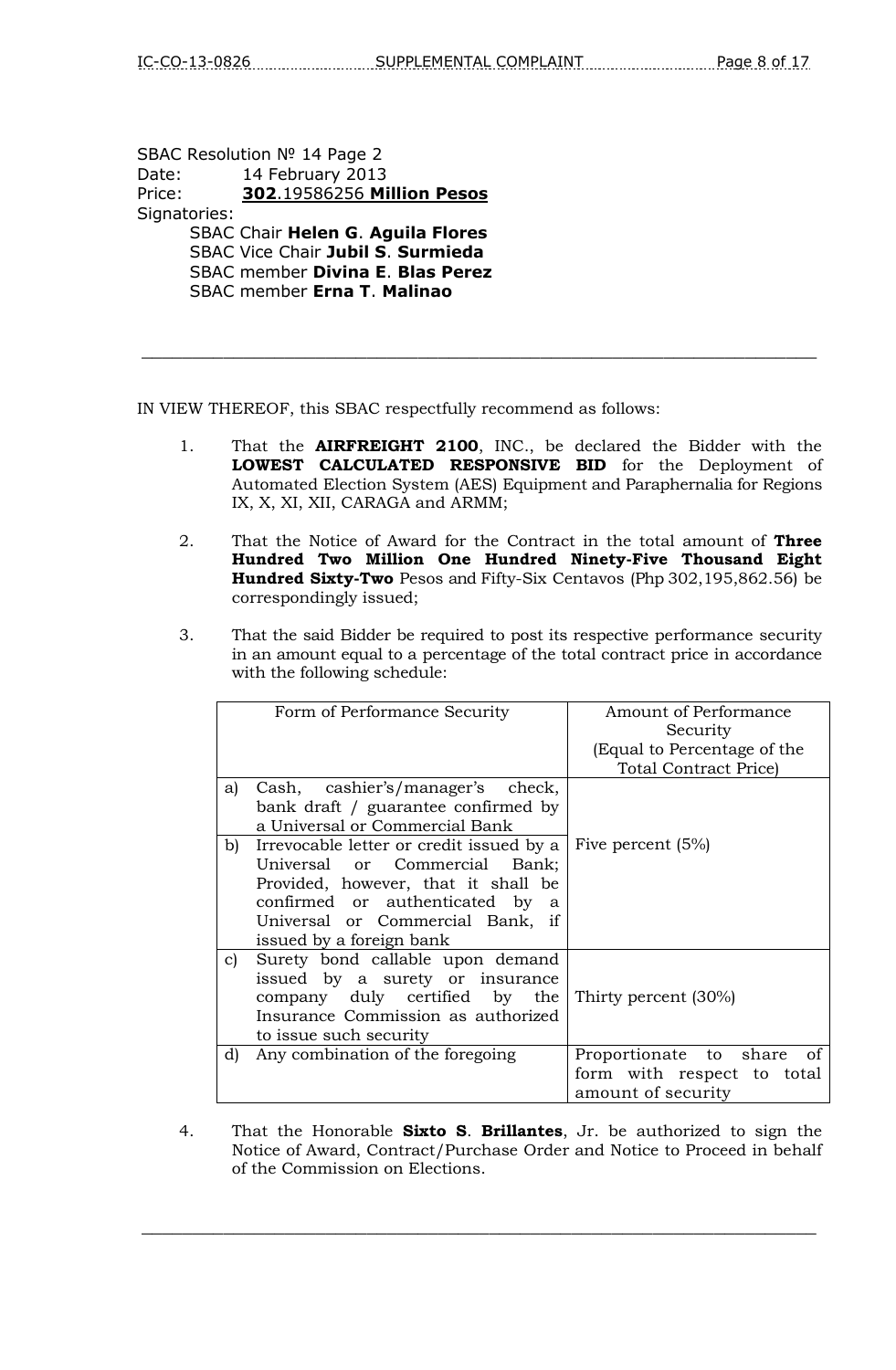SBAC Resolution № 14 Page 2
Date: 14 February 2013
Price: **302**.19586256 **Million Pesos**
Signatories:
SBAC Chair **Helen G**. **Aguila Flores**
SBAC Vice Chair **Jubil S**. **Surmieda**
SBAC member **Divina E**. **Blas Perez**
SBAC member **Erna T**. **Malinao**

---

IN VIEW THEREOF, this SBAC respectfully recommend as follows:

1. That the **AIRFREIGHT 2100**, INC., be declared the Bidder with the **LOWEST CALCULATED RESPONSIVE BID** for the Deployment of Automated Election System (AES) Equipment and Paraphernalia for Regions IX, X, XI, XII, CARAGA and ARMM;

2. That the Notice of Award for the Contract in the total amount of **Three Hundred Two Million One Hundred Ninety-Five Thousand Eight Hundred Sixty-Two** Pesos and Fifty-Six Centavos (Php 302,195,862.56) be correspondingly issued;

3. That the said Bidder be required to post its respective performance security in an amount equal to a percentage of the total contract price in accordance with the following schedule:

| Form of Performance Security | Amount of Performance Security (Equal to Percentage of the Total Contract Price) |
|---|---|
| a) Cash, cashier's/manager's check, bank draft / guarantee confirmed by a Universal or Commercial Bank | Five percent (5%) |
| b) Irrevocable letter or credit issued by a Universal or Commercial Bank; Provided, however, that it shall be confirmed or authenticated by a Universal or Commercial Bank, if issued by a foreign bank | |
| c) Surety bond callable upon demand issued by a surety or insurance company duly certified by the Insurance Commission as authorized to issue such security | Thirty percent (30%) |
| d) Any combination of the foregoing | Proportionate to share of form with respect to total amount of security |

4. That the Honorable **Sixto S**. **Brillantes**, Jr. be authorized to sign the Notice of Award, Contract/Purchase Order and Notice to Proceed in behalf of the Commission on Elections.

---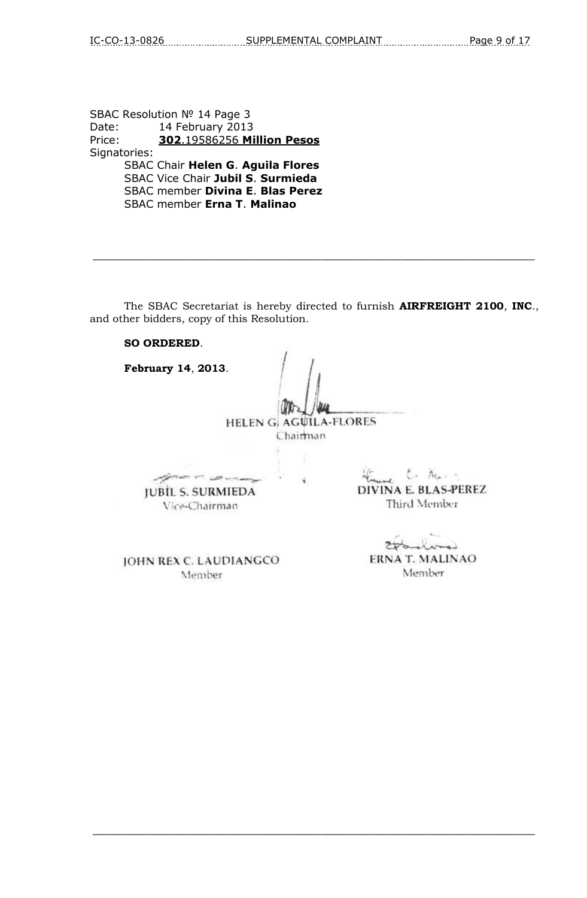SBAC Resolution № 14 Page 3  
Date: 14 February 2013  
Price: **302**.19586256 **Million Pesos**  
Signatories:

SBAC Chair **Helen G**. **Aguila Flores**  
SBAC Vice Chair **Jubil S**. **Surmieda**  
SBAC member **Divina E**. **Blas Perez**  
SBAC member **Erna T**. **Malinao**

---

The SBAC Secretariat is hereby directed to furnish **AIRFREIGHT 2100**, **INC**., and other bidders, copy of this Resolution.

**SO ORDERED**.

**February 14**, **2013**.

HELEN G. AGUILA-FLORES  
Chairman

JUBIL S. SURMIEDA  
Vice-Chairman

DIVINA E. BLAS-PEREZ  
Third Member

JOHN REX C. LAUDIANGCO  
Member

ERNA T. MALINAO  
Member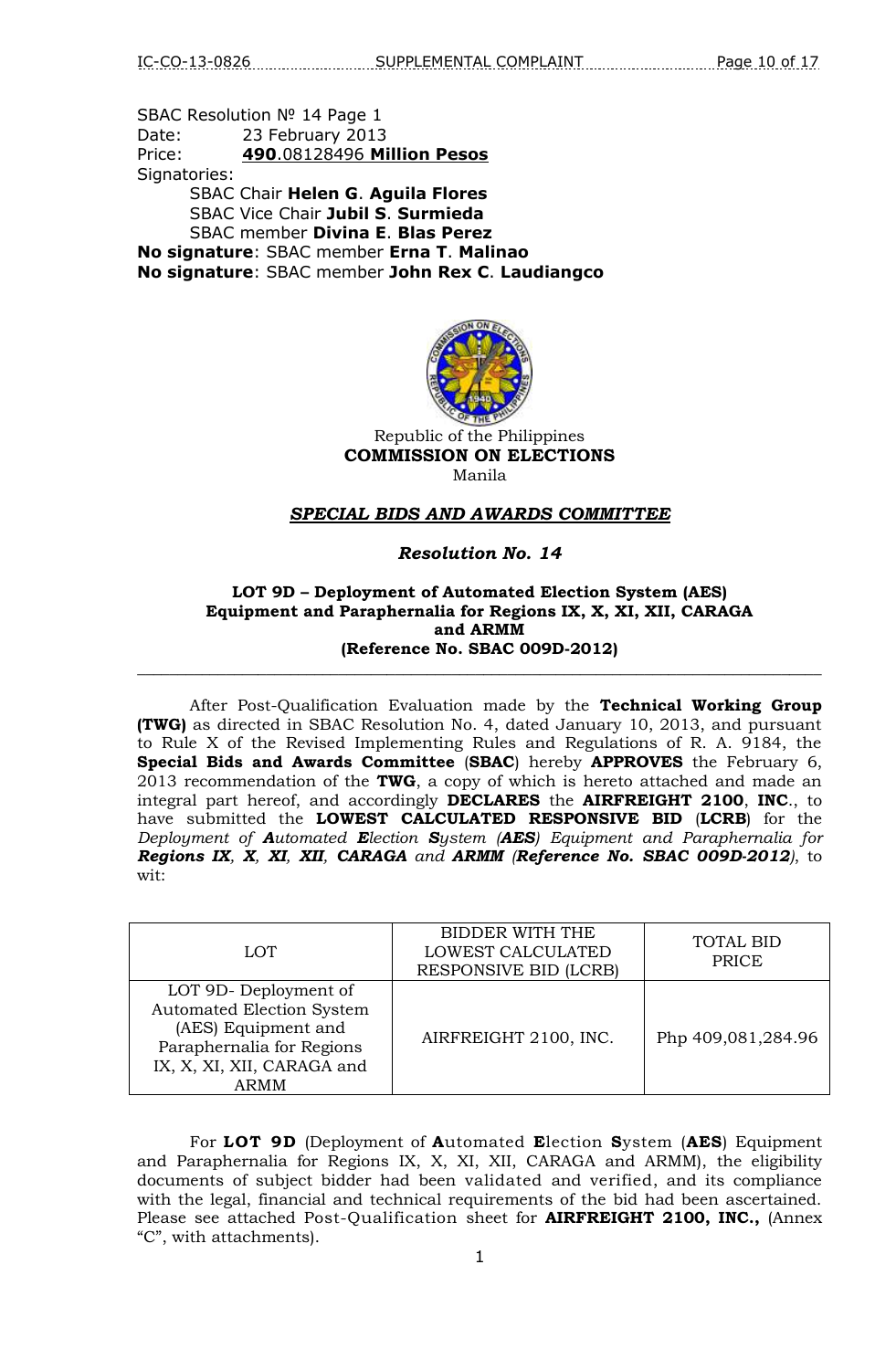SBAC Resolution № 14 Page 1
Date: 23 February 2013
Price: **490**.08128496 **Million Pesos**
Signatories:

SBAC Chair **Helen G**. **Aguila Flores**
SBAC Vice Chair **Jubil S**. **Surmieda**
SBAC member **Divina E**. **Blas Perez**
**No signature**: SBAC member **Erna T**. **Malinao**
**No signature**: SBAC member **John Rex C**. **Laudiangco**

Republic of the Philippines
**COMMISSION ON ELECTIONS**
Manila

***SPECIAL BIDS AND AWARDS COMMITTEE***

***Resolution No. 14***

**LOT 9D – Deployment of Automated Election System (AES) Equipment and Paraphernalia for Regions IX, X, XI, XII, CARAGA and ARMM (Reference No. SBAC 009D-2012)**

After Post-Qualification Evaluation made by the **Technical Working Group (TWG)** as directed in SBAC Resolution No. 4, dated January 10, 2013, and pursuant to Rule X of the Revised Implementing Rules and Regulations of R. A. 9184, the **Special Bids and Awards Committee** (**SBAC**) hereby **APPROVES** the February 6, 2013 recommendation of the **TWG**, a copy of which is hereto attached and made an integral part hereof, and accordingly **DECLARES** the **AIRFREIGHT 2100**, **INC**., to have submitted the **LOWEST CALCULATED RESPONSIVE BID** (**LCRB**) for the *Deployment of **A**utomated **E**lection **S**ystem (**AES**) Equipment and Paraphernalia for **Regions IX**, **X**, **XI**, **XII**, **CARAGA** and **ARMM** (**Reference No. SBAC 009D-2012**)*, to wit:

| LOT | BIDDER WITH THE LOWEST CALCULATED RESPONSIVE BID (LCRB) | TOTAL BID PRICE |
|---|---|---|
| LOT 9D- Deployment of Automated Election System (AES) Equipment and Paraphernalia for Regions IX, X, XI, XII, CARAGA and ARMM | AIRFREIGHT 2100, INC. | Php 409,081,284.96 |

For **LOT 9D** (Deployment of **A**utomated **E**lection **S**ystem (**AES**) Equipment and Paraphernalia for Regions IX, X, XI, XII, CARAGA and ARMM), the eligibility documents of subject bidder had been validated and verified, and its compliance with the legal, financial and technical requirements of the bid had been ascertained. Please see attached Post-Qualification sheet for **AIRFREIGHT 2100, INC.,** (Annex "C", with attachments).

1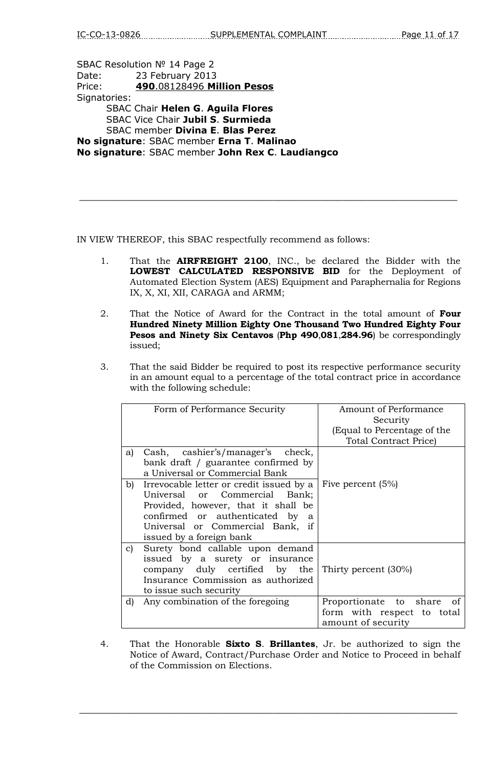SBAC Resolution № 14 Page 2
Date: 23 February 2013
Price: **490**.08128496 **Million Pesos**
Signatories:
SBAC Chair **Helen G**. **Aguila Flores**
SBAC Vice Chair **Jubil S**. **Surmieda**
SBAC member **Divina E**. **Blas Perez**
**No signature**: SBAC member **Erna T**. **Malinao**
**No signature**: SBAC member **John Rex C**. **Laudiangco**

---

IN VIEW THEREOF, this SBAC respectfully recommend as follows:

1. That the **AIRFREIGHT 2100**, INC., be declared the Bidder with the **LOWEST CALCULATED RESPONSIVE BID** for the Deployment of Automated Election System (AES) Equipment and Paraphernalia for Regions IX, X, XI, XII, CARAGA and ARMM;

2. That the Notice of Award for the Contract in the total amount of **Four Hundred Ninety Million Eighty One Thousand Two Hundred Eighty Four Pesos and Ninety Six Centavos** (**Php 490**,**081**,**284.96**) be correspondingly issued;

3. That the said Bidder be required to post its respective performance security in an amount equal to a percentage of the total contract price in accordance with the following schedule:

| Form of Performance Security | Amount of Performance Security (Equal to Percentage of the Total Contract Price) |
|---|---|
| a) Cash, cashier's/manager's check, bank draft / guarantee confirmed by a Universal or Commercial Bank<br>b) Irrevocable letter or credit issued by a Universal or Commercial Bank; Provided, however, that it shall be confirmed or authenticated by a Universal or Commercial Bank, if issued by a foreign bank | Five percent (5%) |
| c) Surety bond callable upon demand issued by a surety or insurance company duly certified by the Insurance Commission as authorized to issue such security | Thirty percent (30%) |
| d) Any combination of the foregoing | Proportionate to share of form with respect to total amount of security |

4. That the Honorable **Sixto S**. **Brillantes**, Jr. be authorized to sign the Notice of Award, Contract/Purchase Order and Notice to Proceed in behalf of the Commission on Elections.

---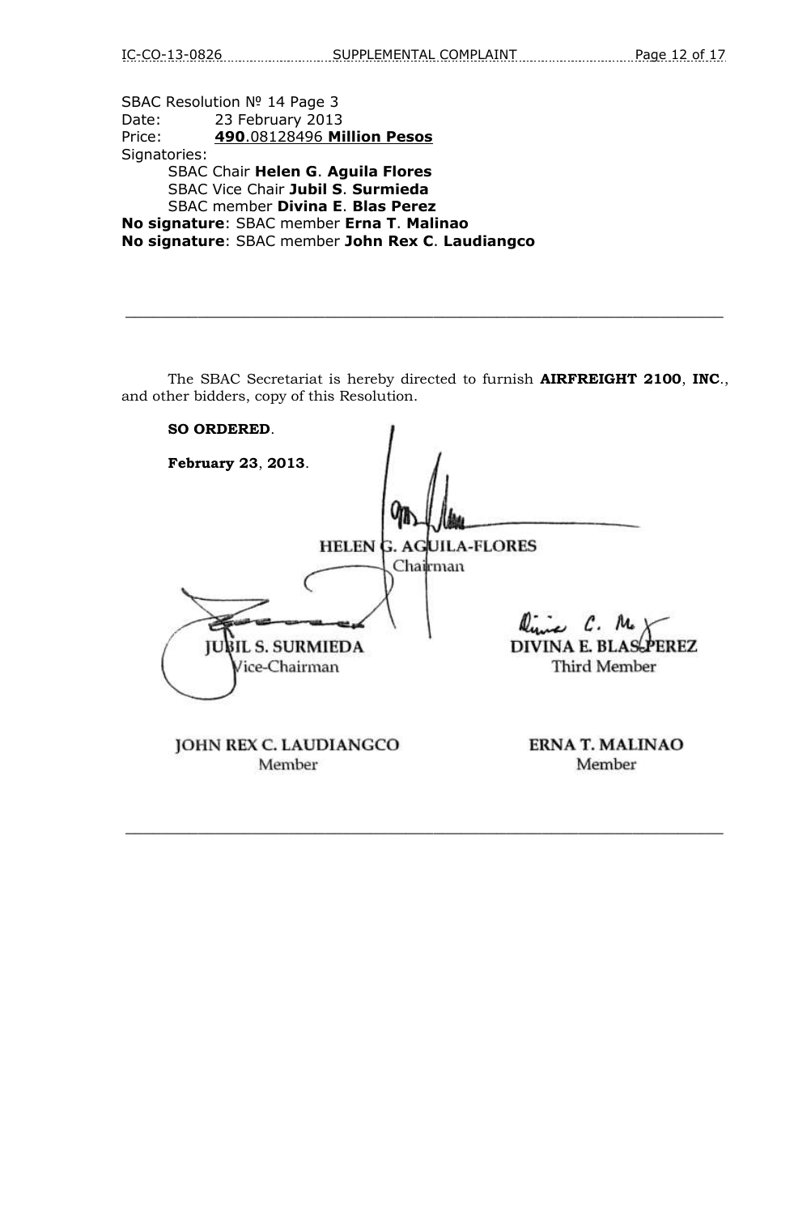SBAC Resolution № 14 Page 3
Date: 23 February 2013
Price: **<u>490</u>**.08128496 **<u>Million Pesos</u>**
Signatories:
SBAC Chair **Helen G**. **Aguila Flores**
SBAC Vice Chair **Jubil S**. **Surmieda**
SBAC member **Divina E**. **Blas Perez**
**No signature**: SBAC member **Erna T**. **Malinao**
**No signature**: SBAC member **John Rex C**. **Laudiangco**

---

The SBAC Secretariat is hereby directed to furnish **AIRFREIGHT 2100**, **INC**., and other bidders, copy of this Resolution.

**SO ORDERED**.

**February 23**, **2013**.

HELEN G. AGUILA-FLORES
Chairman

JUBIL S. SURMIEDA
Vice-Chairman

DIVINA E. BLAS-PEREZ
Third Member

JOHN REX C. LAUDIANGCO
Member

ERNA T. MALINAO
Member

---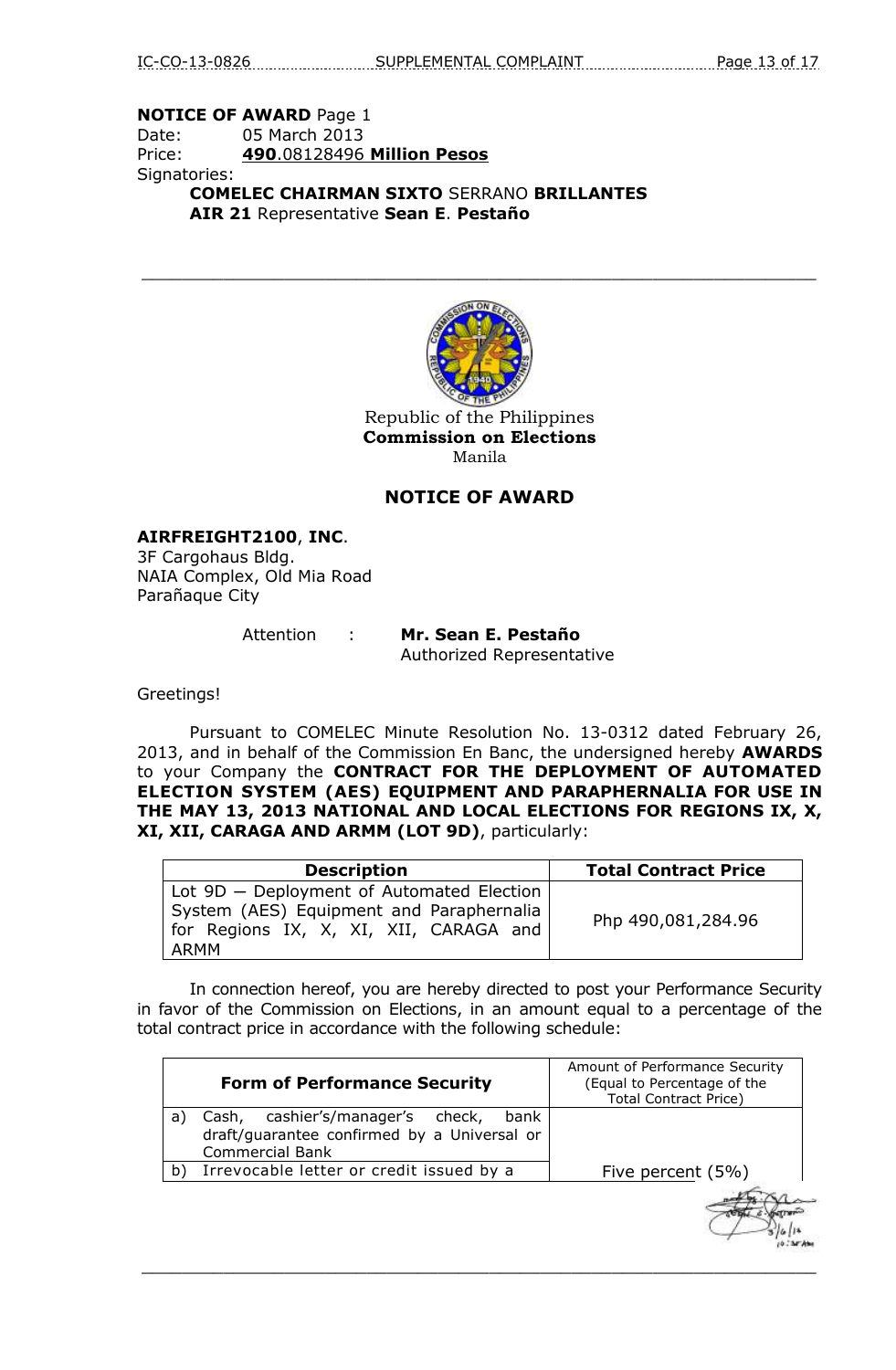**NOTICE OF AWARD** Page 1
Date: 05 March 2013
Price: **490**.08128496 **Million Pesos**
Signatories:
**COMELEC CHAIRMAN SIXTO** SERRANO **BRILLANTES**
**AIR 21** Representative **Sean E**. **Pestaño**

---

Republic of the Philippines
**Commission on Elections**
Manila

## NOTICE OF AWARD

**AIRFREIGHT2100**, **INC**.
3F Cargohaus Bldg.
NAIA Complex, Old Mia Road
Parañaque City

Attention : **Mr. Sean E. Pestaño**
Authorized Representative

Greetings!

Pursuant to COMELEC Minute Resolution No. 13-0312 dated February 26, 2013, and in behalf of the Commission En Banc, the undersigned hereby **AWARDS** to your Company the **CONTRACT FOR THE DEPLOYMENT OF AUTOMATED ELECTION SYSTEM (AES) EQUIPMENT AND PARAPHERNALIA FOR USE IN THE MAY 13, 2013 NATIONAL AND LOCAL ELECTIONS FOR REGIONS IX, X, XI, XII, CARAGA AND ARMM (LOT 9D)**, particularly:

| Description | Total Contract Price |
|---|---|
| Lot 9D – Deployment of Automated Election System (AES) Equipment and Paraphernalia for Regions IX, X, XI, XII, CARAGA and ARMM | Php 490,081,284.96 |

In connection hereof, you are hereby directed to post your Performance Security in favor of the Commission on Elections, in an amount equal to a percentage of the total contract price in accordance with the following schedule:

| Form of Performance Security | Amount of Performance Security (Equal to Percentage of the Total Contract Price) |
|---|---|
| a) Cash, cashier's/manager's check, bank draft/guarantee confirmed by a Universal or Commercial Bank | |
| b) Irrevocable letter or credit issued by a | Five percent (5%) |

3/6/13
10:38 AM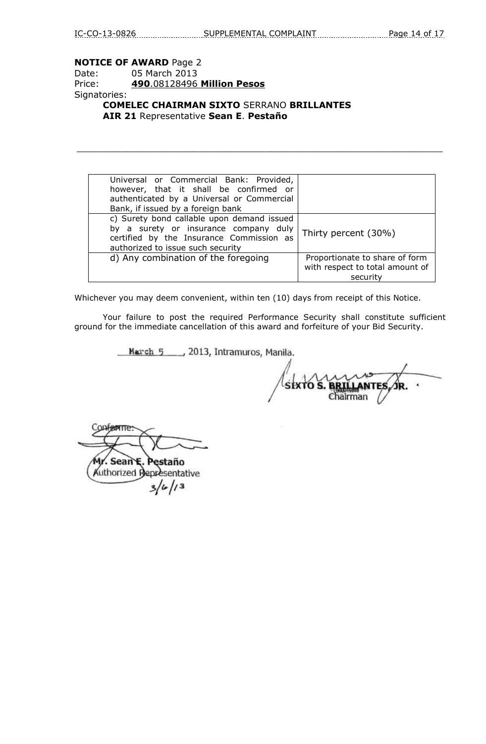**NOTICE OF AWARD** Page 2
Date: 05 March 2013
Price: **490**.08128496 **Million Pesos**
Signatories:
**COMELEC CHAIRMAN SIXTO** SERRANO **BRILLANTES**
**AIR 21** Representative **Sean E**. **Pestaño**

---

| | |
|---|---|
| Universal or Commercial Bank: Provided, however, that it shall be confirmed or authenticated by a Universal or Commercial Bank, if issued by a foreign bank | |
| c) Surety bond callable upon demand issued by a surety or insurance company duly certified by the Insurance Commission as authorized to issue such security | Thirty percent (30%) |
| d) Any combination of the foregoing | Proportionate to share of form with respect to total amount of security |

Whichever you may deem convenient, within ten (10) days from receipt of this Notice.

Your failure to post the required Performance Security shall constitute sufficient ground for the immediate cancellation of this award and forfeiture of your Bid Security.

March 5, 2013, Intramuros, Manila.

SIXTO S. BRILLANTES, JR.
Chairman

Conforme:

Mr. Sean E. Pestaño
Authorized Representative
3/6/13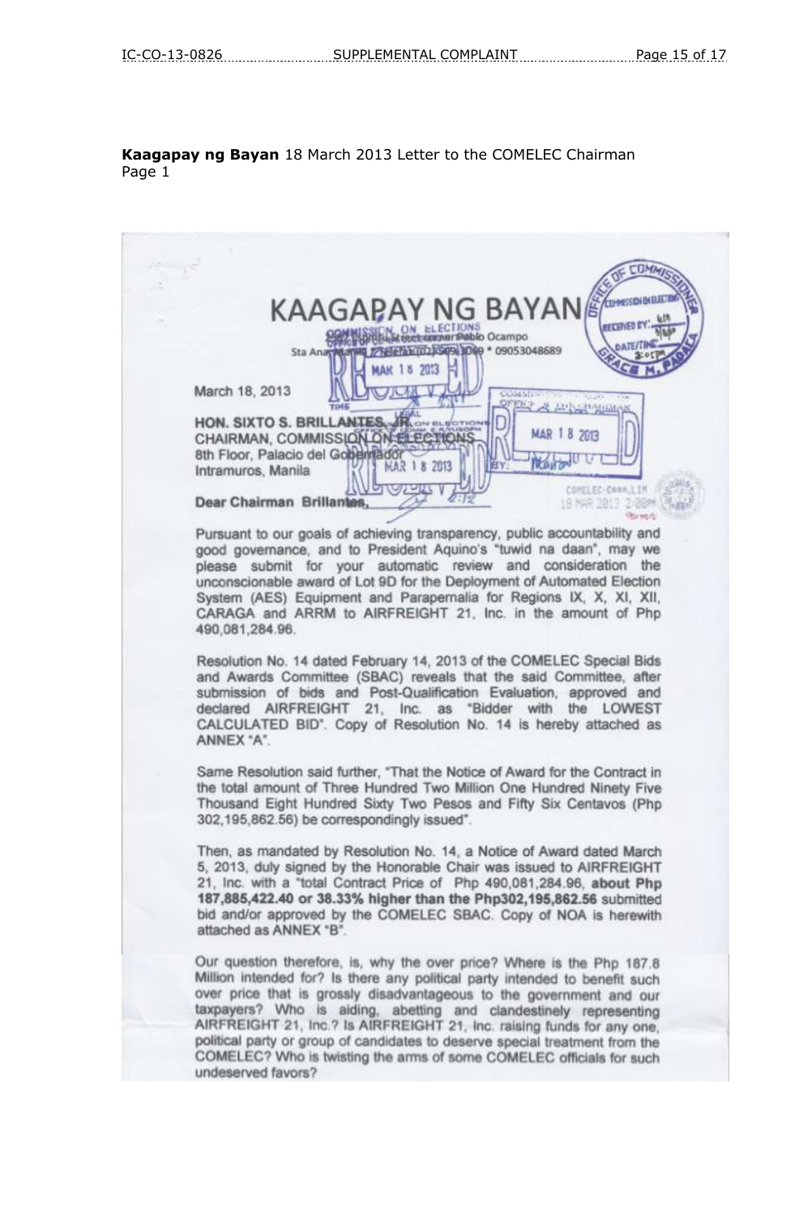**Kaagapay ng Bayan** 18 March 2013 Letter to the COMELEC Chairman
Page 1

# KAAGAPAY NG BAYAN

Sta Ana, Manila * 09053048689

March 18, 2013

**HON. SIXTO S. BRILLANTES, JR.**
CHAIRMAN, COMMISSION ON ELECTIONS
8th Floor, Palacio del Gobernador
Intramuros, Manila

**Dear Chairman Brillantes,**

Pursuant to our goals of achieving transparency, public accountability and good governance, and to President Aquino's "tuwid na daan", may we please submit for your automatic review and consideration the unconscionable award of Lot 9D for the Deployment of Automated Election System (AES) Equipment and Parapernalia for Regions IX, X, XI, XII, CARAGA and ARRM to AIRFREIGHT 21, Inc. in the amount of Php 490,081,284.96.

Resolution No. 14 dated February 14, 2013 of the COMELEC Special Bids and Awards Committee (SBAC) reveals that the said Committee, after submission of bids and Post-Qualification Evaluation, approved and declared AIRFREIGHT 21, Inc. as "Bidder with the LOWEST CALCULATED BID". Copy of Resolution No. 14 is hereby attached as ANNEX "A".

Same Resolution said further, "That the Notice of Award for the Contract in the total amount of Three Hundred Two Million One Hundred Ninety Five Thousand Eight Hundred Sixty Two Pesos and Fifty Six Centavos (Php 302,195,862.56) be correspondingly issued".

Then, as mandated by Resolution No. 14, a Notice of Award dated March 5, 2013, duly signed by the Honorable Chair was issued to AIRFREIGHT 21, Inc. with a "total Contract Price of Php 490,081,284.96, **about Php 187,885,422.40 or 38.33% higher than the Php302,195,862.56** submitted bid and/or approved by the COMELEC SBAC. Copy of NOA is herewith attached as ANNEX "B".

Our question therefore, is, why the over price? Where is the Php 187.8 Million intended for? Is there any political party intended to benefit such over price that is grossly disadvantageous to the government and our taxpayers? Who is aiding, abetting and clandestinely representing AIRFREIGHT 21, Inc.? Is AIRFREIGHT 21, Inc. raising funds for any one, political party or group of candidates to deserve special treatment from the COMELEC? Who is twisting the arms of some COMELEC officials for such undeserved favors?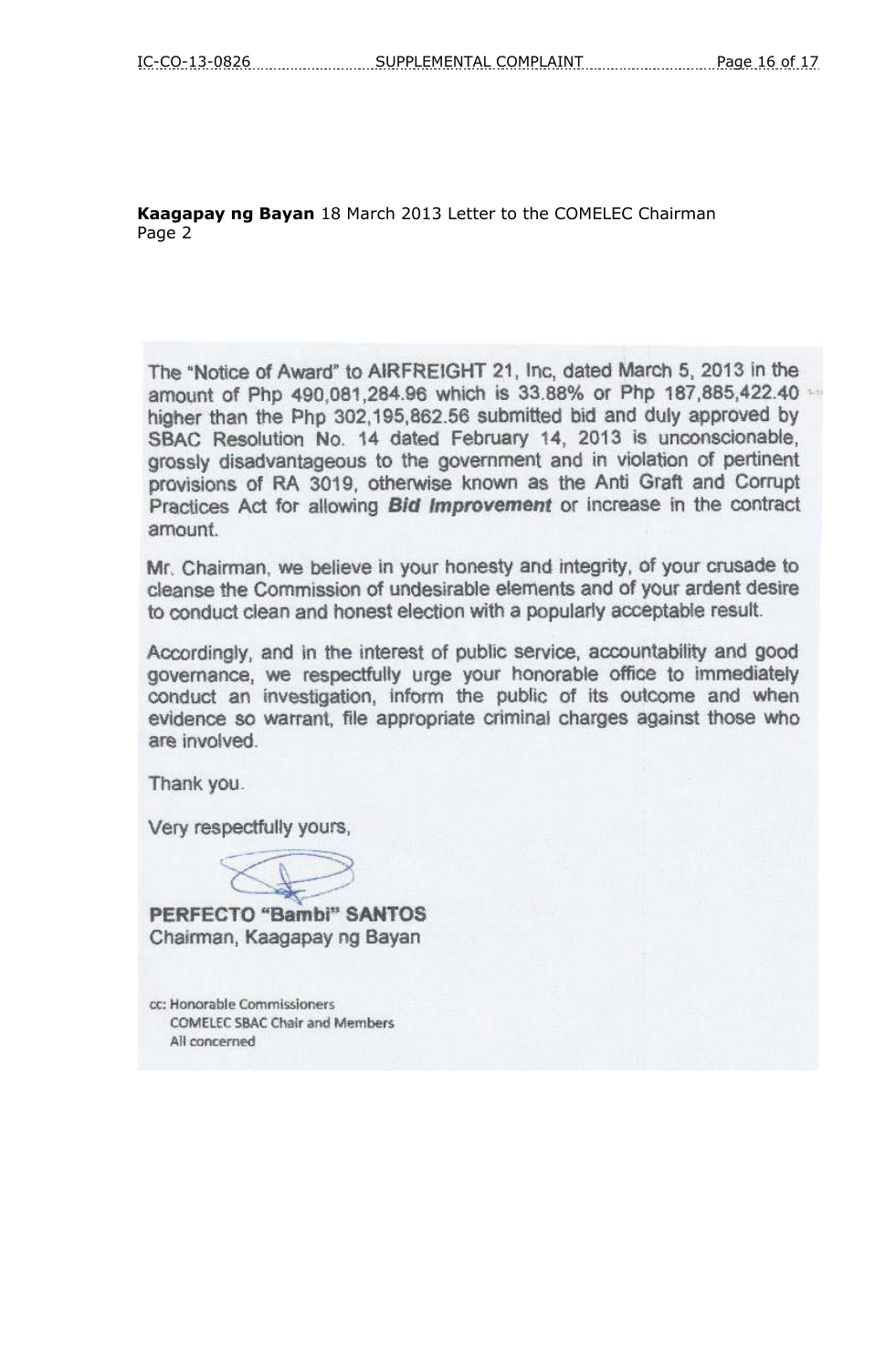**Kaagapay ng Bayan** 18 March 2013 Letter to the COMELEC Chairman
Page 2

The "Notice of Award" to AIRFREIGHT 21, Inc, dated March 5, 2013 in the amount of Php 490,081,284.96 which is 33.88% or Php 187,885,422.40 higher than the Php 302,195,862.56 submitted bid and duly approved by SBAC Resolution No. 14 dated February 14, 2013 is unconscionable, grossly disadvantageous to the government and in violation of pertinent provisions of RA 3019, otherwise known as the Anti Graft and Corrupt Practices Act for allowing ***Bid Improvement*** or increase in the contract amount.

Mr. Chairman, we believe in your honesty and integrity, of your crusade to cleanse the Commission of undesirable elements and of your ardent desire to conduct clean and honest election with a popularly acceptable result.

Accordingly, and in the interest of public service, accountability and good governance, we respectfully urge your honorable office to immediately conduct an investigation, inform the public of its outcome and when evidence so warrant, file appropriate criminal charges against those who are involved.

Thank you.

Very respectfully yours,

**PERFECTO "Bambi" SANTOS**
Chairman, Kaagapay ng Bayan

cc: Honorable Commissioners
COMELEC SBAC Chair and Members
All concerned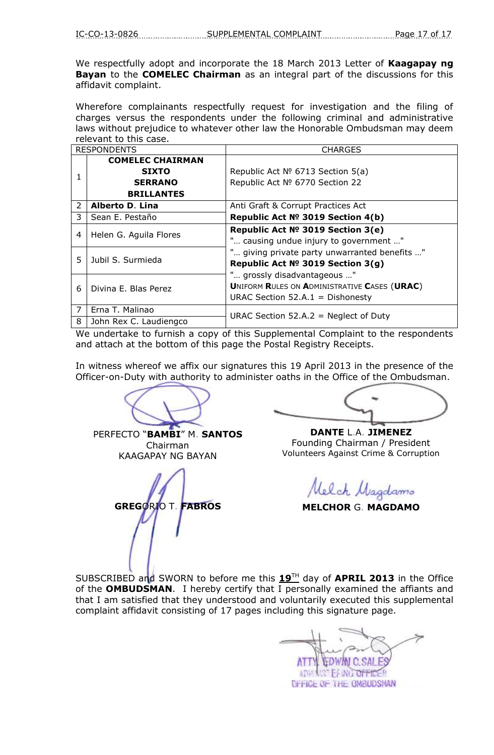We respectfully adopt and incorporate the 18 March 2013 Letter of **Kaagapay ng Bayan** to the **COMELEC Chairman** as an integral part of the discussions for this affidavit complaint.

Wherefore complainants respectfully request for investigation and the filing of charges versus the respondents under the following criminal and administrative laws without prejudice to whatever other law the Honorable Ombudsman may deem relevant to this case.

| RESPONDENTS | | CHARGES |
|---|---|---|
| 1 | **COMELEC CHAIRMAN SIXTO SERRANO BRILLANTES** | Republic Act № 6713 Section 5(a)<br>Republic Act № 6770 Section 22 |
| 2 | **Alberto D. Lina** | Anti Graft & Corrupt Practices Act<br>**Republic Act № 3019 Section 4(b)** |
| 3 | Sean E. Pestaño | |
| 4 | Helen G. Aguila Flores | **Republic Act № 3019 Section 3(e)**<br>"… causing undue injury to government …"<br>"… giving private party unwarranted benefits …"<br>**Republic Act № 3019 Section 3(g)**<br>"… grossly disadvantageous …"<br>**U**NIFORM **R**ULES ON **A**DMINISTRATIVE **C**ASES (**URAC**)<br>URAC Section 52.A.1 = Dishonesty |
| 5 | Jubil S. Surmieda | |
| 6 | Divina E. Blas Perez | |
| 7 | Erna T. Malinao | URAC Section 52.A.2 = Neglect of Duty |
| 8 | John Rex C. Laudiengco | |

We undertake to furnish a copy of this Supplemental Complaint to the respondents and attach at the bottom of this page the Postal Registry Receipts.

In witness whereof we affix our signatures this 19 April 2013 in the presence of the Officer-on-Duty with authority to administer oaths in the Office of the Ombudsman.

PERFECTO "**BAMBI**" M. **SANTOS**
Chairman
KAAGAPAY NG BAYAN

**DANTE** L.A. **JIMENEZ**
Founding Chairman / President
Volunteers Against Crime & Corruption

**GREGORIO** T. **FABROS**

**MELCHOR** G. **MAGDAMO**

SUBSCRIBED and SWORN to before me this **19**TH day of **APRIL 2013** in the Office of the **OMBUDSMAN**. I hereby certify that I personally examined the affiants and that I am satisfied that they understood and voluntarily executed this supplemental complaint affidavit consisting of 17 pages including this signature page.

ATTY. EDWIN C. SALES
ADMINISTERING OFFICER
OFFICE OF THE OMBUDSMAN